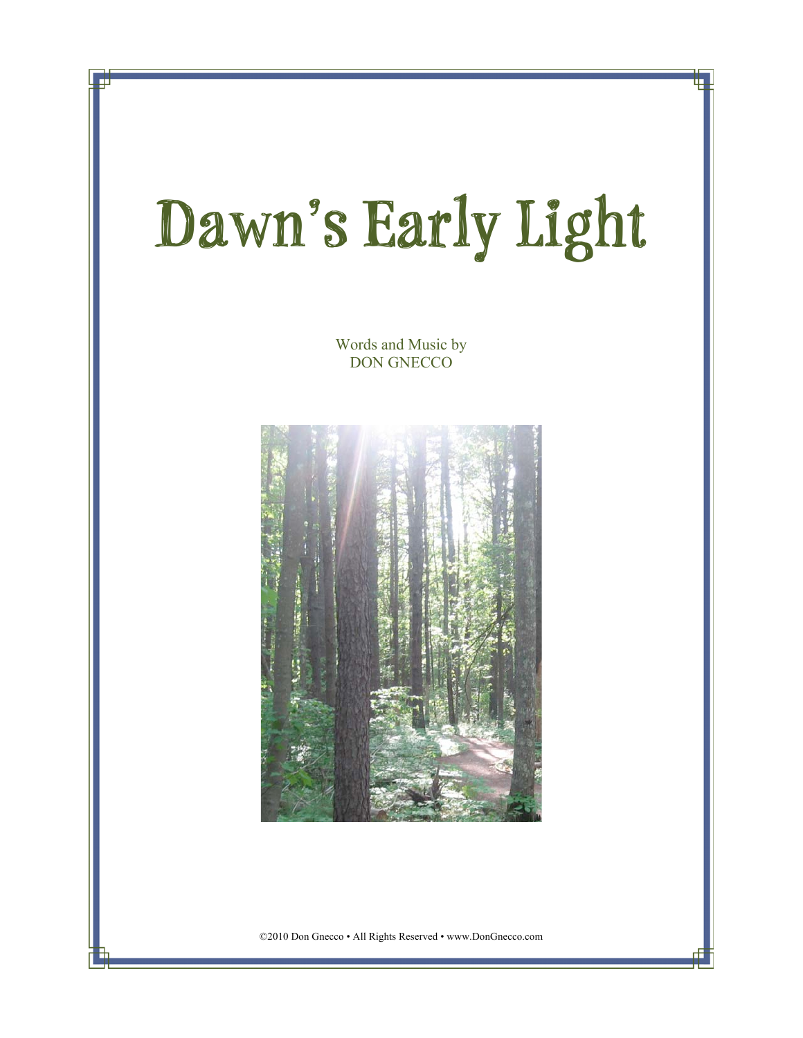# Dawn's Early Light

Words and Music by
DON GNECCO

©2010 Don Gnecco • All Rights Reserved • www.DonGnecco.com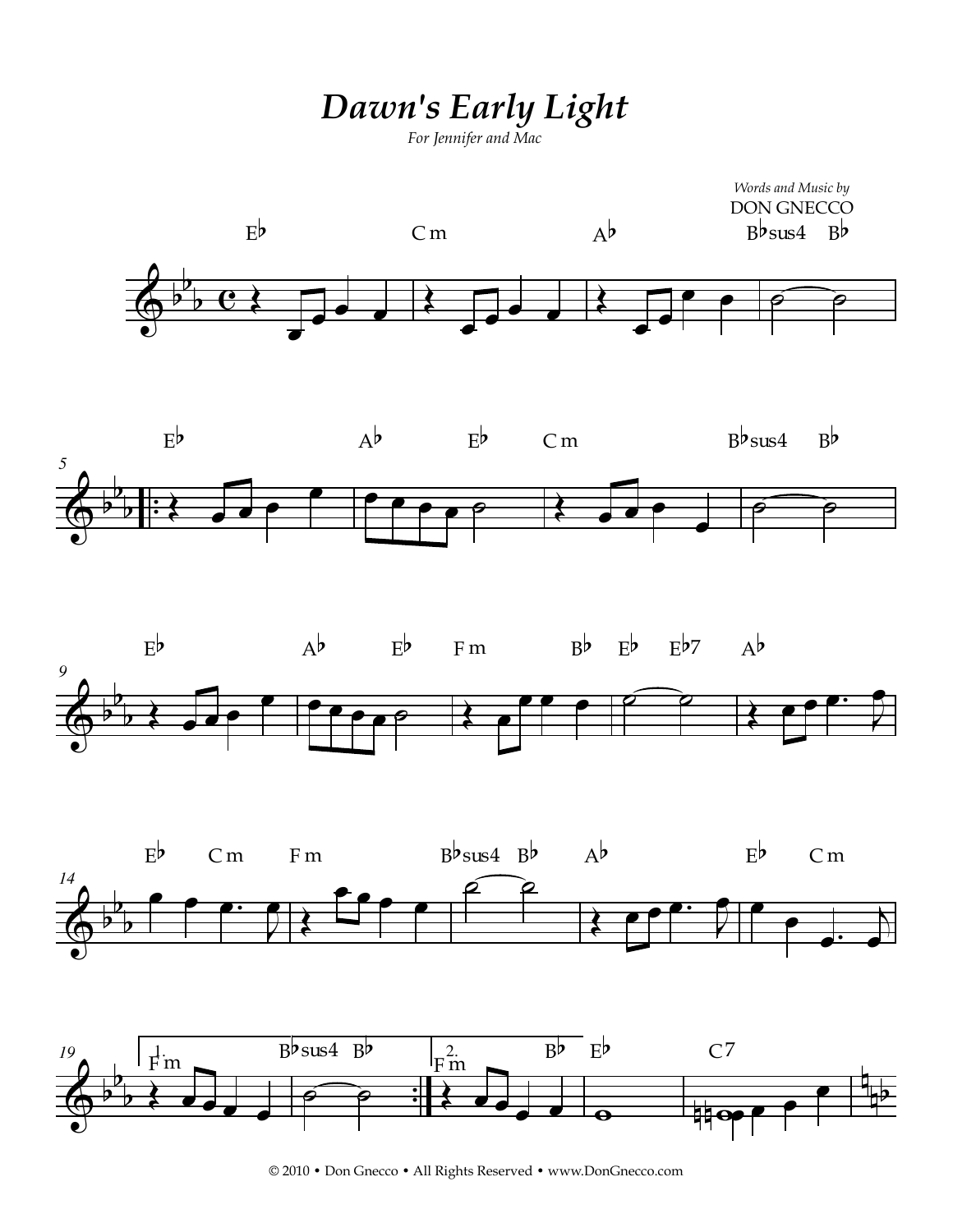# *Dawn's Early Light*

*For Jennifer and Mac*

*Words and Music by*
DON GNECCO

© 2010 • Don Gnecco • All Rights Reserved • www.DonGnecco.com